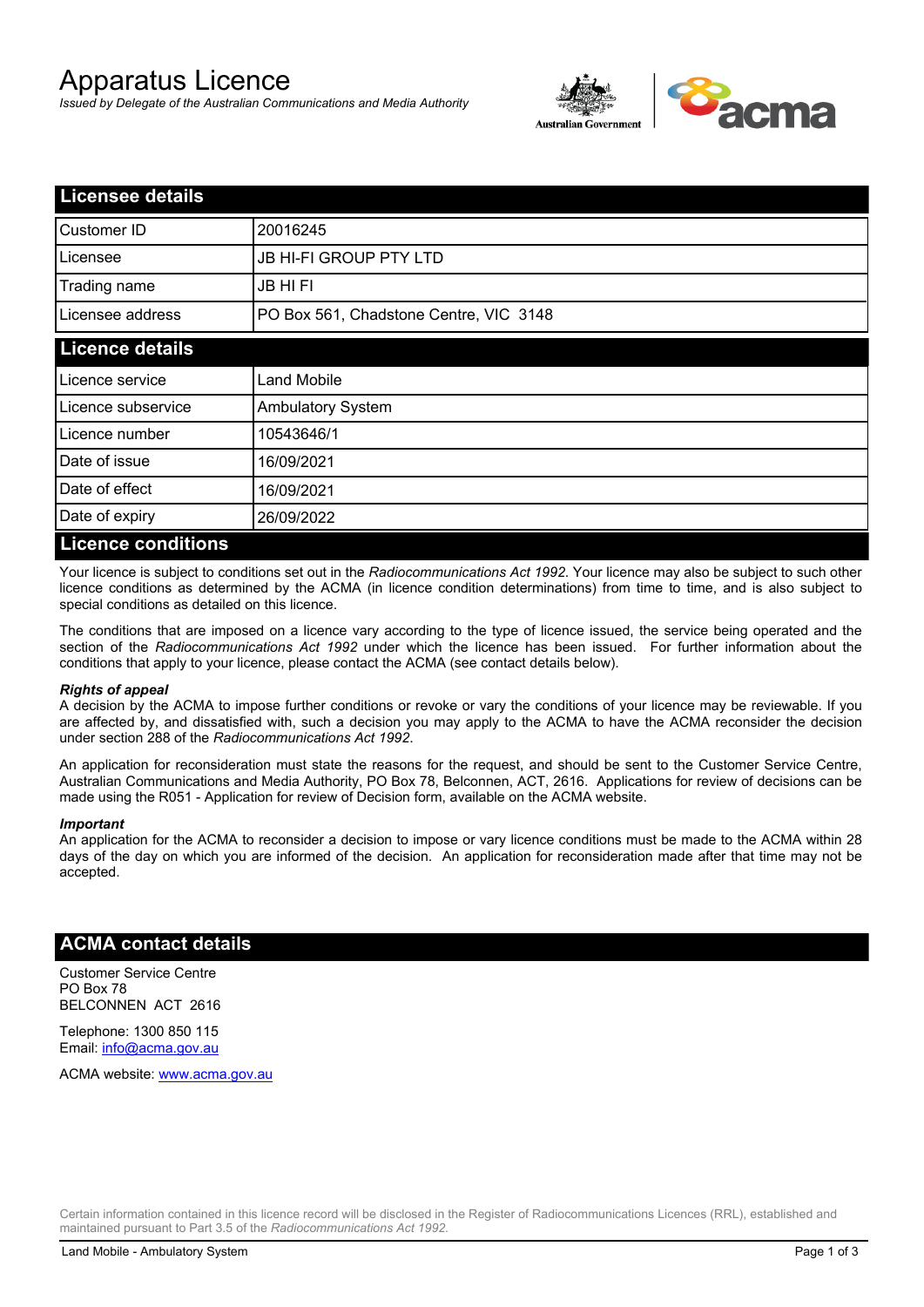# Apparatus Licence

*Issued by Delegate of the Australian Communications and Media Authority*

## Licensee details

| | |
|---|---|
| Customer ID | 20016245 |
| Licensee | JB HI-FI GROUP PTY LTD |
| Trading name | JB HI FI |
| Licensee address | PO Box 561, Chadstone Centre, VIC 3148 |

## Licence details

| | |
|---|---|
| Licence service | Land Mobile |
| Licence subservice | Ambulatory System |
| Licence number | 10543646/1 |
| Date of issue | 16/09/2021 |
| Date of effect | 16/09/2021 |
| Date of expiry | 26/09/2022 |

## Licence conditions

Your licence is subject to conditions set out in the *Radiocommunications Act 1992*. Your licence may also be subject to such other licence conditions as determined by the ACMA (in licence condition determinations) from time to time, and is also subject to special conditions as detailed on this licence.

The conditions that are imposed on a licence vary according to the type of licence issued, the service being operated and the section of the *Radiocommunications Act 1992* under which the licence has been issued. For further information about the conditions that apply to your licence, please contact the ACMA (see contact details below).

#### *Rights of appeal*

A decision by the ACMA to impose further conditions or revoke or vary the conditions of your licence may be reviewable. If you are affected by, and dissatisfied with, such a decision you may apply to the ACMA to have the ACMA reconsider the decision under section 288 of the *Radiocommunications Act 1992*.

An application for reconsideration must state the reasons for the request, and should be sent to the Customer Service Centre, Australian Communications and Media Authority, PO Box 78, Belconnen, ACT, 2616. Applications for review of decisions can be made using the R051 - Application for review of Decision form, available on the ACMA website.

#### *Important*

An application for the ACMA to reconsider a decision to impose or vary licence conditions must be made to the ACMA within 28 days of the day on which you are informed of the decision. An application for reconsideration made after that time may not be accepted.

## ACMA contact details

Customer Service Centre
PO Box 78
BELCONNEN ACT 2616

Telephone: 1300 850 115
Email: info@acma.gov.au

ACMA website: www.acma.gov.au

Certain information contained in this licence record will be disclosed in the Register of Radiocommunications Licences (RRL), established and maintained pursuant to Part 3.5 of the *Radiocommunications Act 1992.*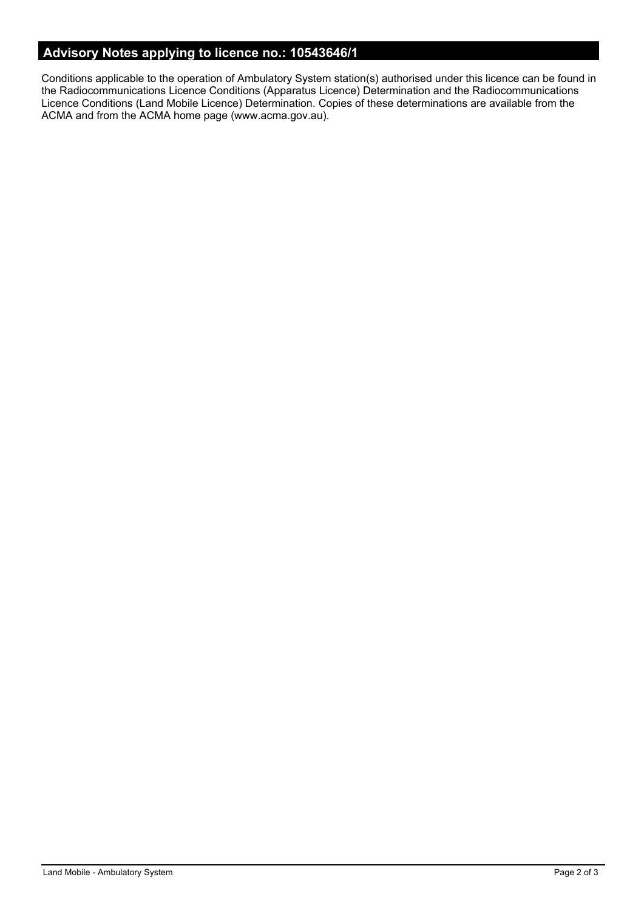## Advisory Notes applying to licence no.: 10543646/1

Conditions applicable to the operation of Ambulatory System station(s) authorised under this licence can be found in the Radiocommunications Licence Conditions (Apparatus Licence) Determination and the Radiocommunications Licence Conditions (Land Mobile Licence) Determination. Copies of these determinations are available from the ACMA and from the ACMA home page (www.acma.gov.au).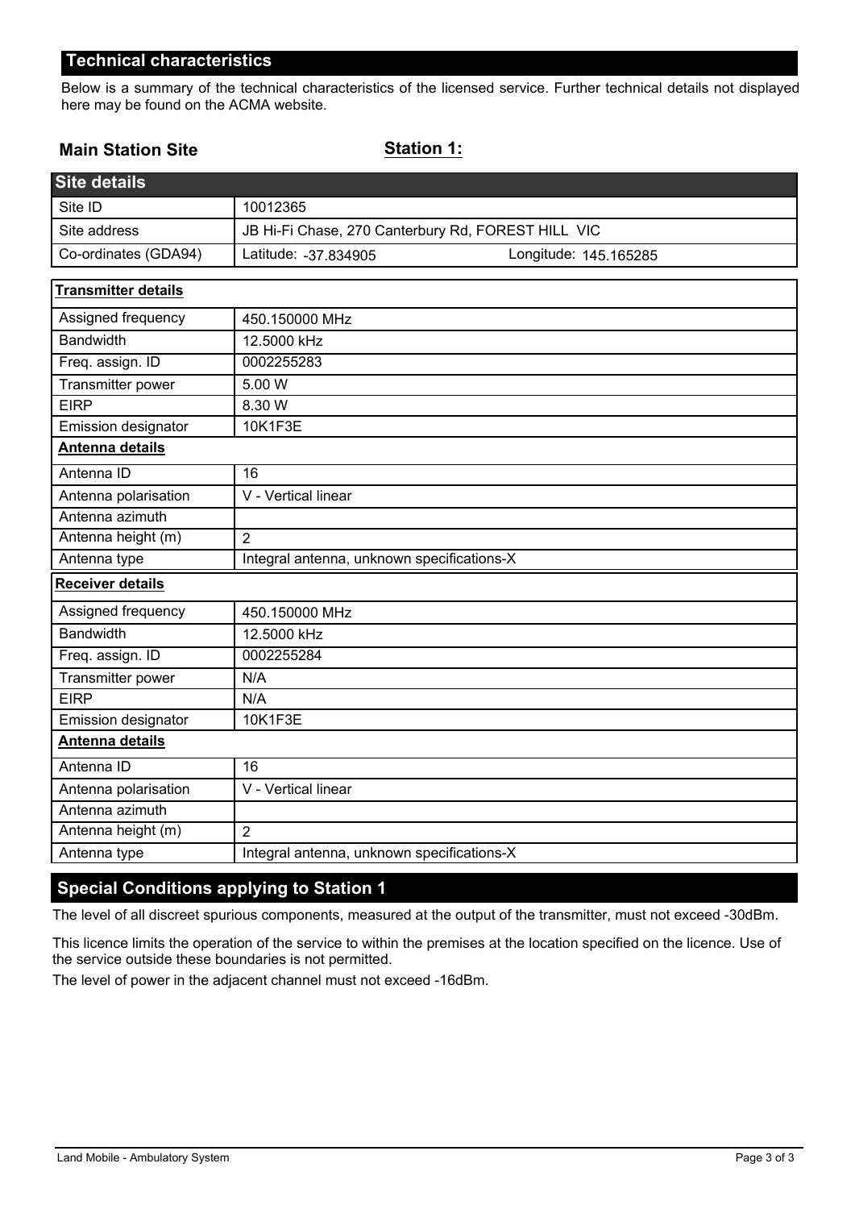## Technical characteristics

Below is a summary of the technical characteristics of the licensed service. Further technical details not displayed here may be found on the ACMA website.

**Main Station Site** **Station 1:**

| Site details | |
|---|---|
| Site ID | 10012365 |
| Site address | JB Hi-Fi Chase, 270 Canterbury Rd, FOREST HILL VIC |
| Co-ordinates (GDA94) | Latitude: -37.834905 Longitude: 145.165285 |

| Transmitter details | |
|---|---|
| Assigned frequency | 450.150000 MHz |
| Bandwidth | 12.5000 kHz |
| Freq. assign. ID | 0002255283 |
| Transmitter power | 5.00 W |
| EIRP | 8.30 W |
| Emission designator | 10K1F3E |
| **Antenna details** | |
| Antenna ID | 16 |
| Antenna polarisation | V - Vertical linear |
| Antenna azimuth | |
| Antenna height (m) | 2 |
| Antenna type | Integral antenna, unknown specifications-X |

| Receiver details | |
|---|---|
| Assigned frequency | 450.150000 MHz |
| Bandwidth | 12.5000 kHz |
| Freq. assign. ID | 0002255284 |
| Transmitter power | N/A |
| EIRP | N/A |
| Emission designator | 10K1F3E |
| **Antenna details** | |
| Antenna ID | 16 |
| Antenna polarisation | V - Vertical linear |
| Antenna azimuth | |
| Antenna height (m) | 2 |
| Antenna type | Integral antenna, unknown specifications-X |

## Special Conditions applying to Station 1

The level of all discreet spurious components, measured at the output of the transmitter, must not exceed -30dBm.

This licence limits the operation of the service to within the premises at the location specified on the licence. Use of the service outside these boundaries is not permitted.

The level of power in the adjacent channel must not exceed -16dBm.